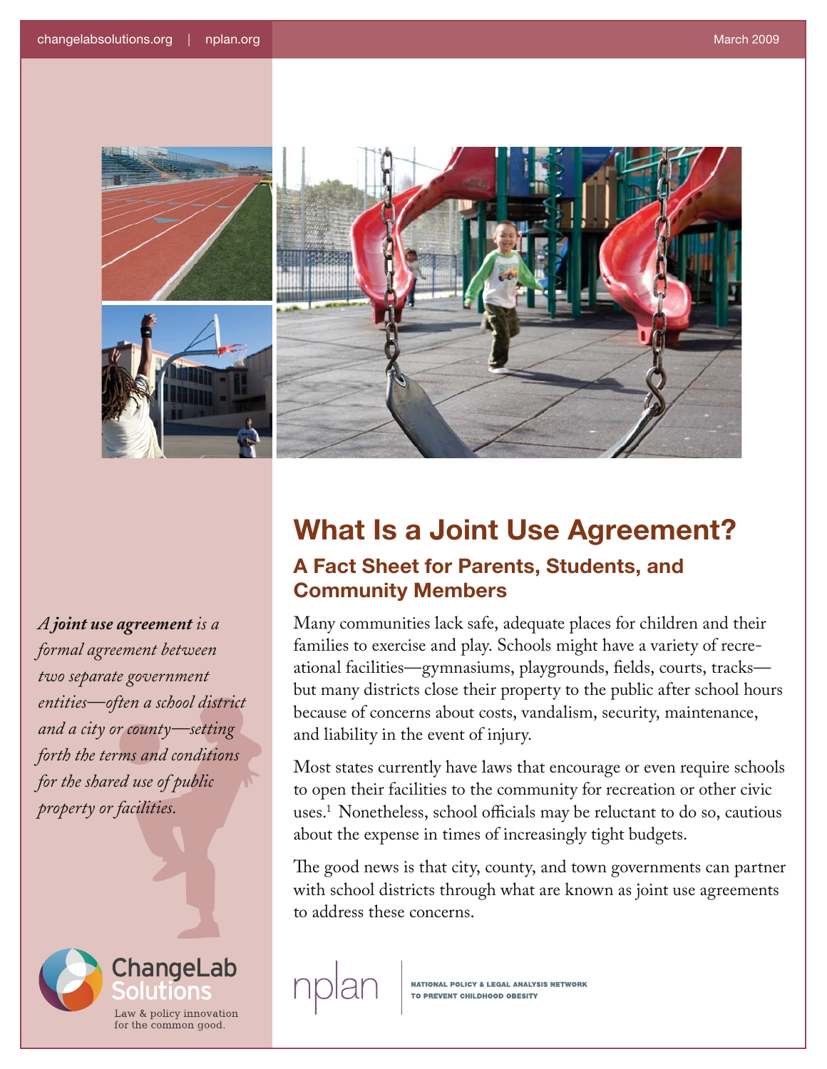# What Is a Joint Use Agreement?

## A Fact Sheet for Parents, Students, and Community Members

*A **joint use agreement** is a formal agreement between two separate government entities—often a school district and a city or county—setting forth the terms and conditions for the shared use of public property or facilities.*

Many communities lack safe, adequate places for children and their families to exercise and play. Schools might have a variety of recreational facilities—gymnasiums, playgrounds, fields, courts, tracks—but many districts close their property to the public after school hours because of concerns about costs, vandalism, security, maintenance, and liability in the event of injury.

Most states currently have laws that encourage or even require schools to open their facilities to the community for recreation or other civic uses.[1] Nonetheless, school officials may be reluctant to do so, cautious about the expense in times of increasingly tight budgets.

The good news is that city, county, and town governments can partner with school districts through what are known as joint use agreements to address these concerns.

ChangeLab Solutions
Law & policy innovation for the common good.

nplan | NATIONAL POLICY & LEGAL ANALYSIS NETWORK TO PREVENT CHILDHOOD OBESITY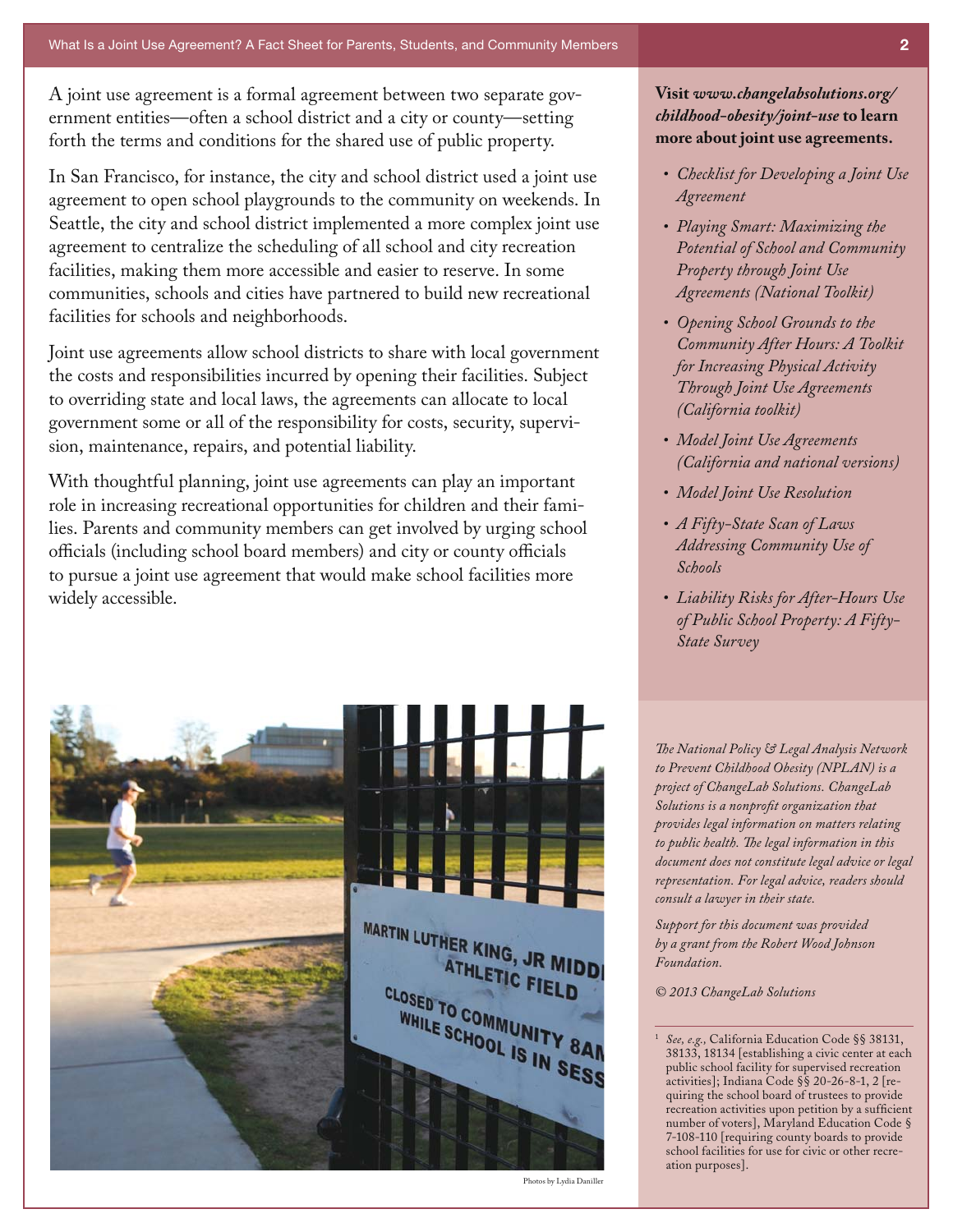A joint use agreement is a formal agreement between two separate government entities—often a school district and a city or county—setting forth the terms and conditions for the shared use of public property.

In San Francisco, for instance, the city and school district used a joint use agreement to open school playgrounds to the community on weekends. In Seattle, the city and school district implemented a more complex joint use agreement to centralize the scheduling of all school and city recreation facilities, making them more accessible and easier to reserve. In some communities, schools and cities have partnered to build new recreational facilities for schools and neighborhoods.

Joint use agreements allow school districts to share with local government the costs and responsibilities incurred by opening their facilities. Subject to overriding state and local laws, the agreements can allocate to local government some or all of the responsibility for costs, security, supervision, maintenance, repairs, and potential liability.

With thoughtful planning, joint use agreements can play an important role in increasing recreational opportunities for children and their families. Parents and community members can get involved by urging school officials (including school board members) and city or county officials to pursue a joint use agreement that would make school facilities more widely accessible.

Photos by Lydia Daniller

**Visit *www.changelabsolutions.org/childhood-obesity/joint-use* to learn more about joint use agreements.**

- *Checklist for Developing a Joint Use Agreement*
- *Playing Smart: Maximizing the Potential of School and Community Property through Joint Use Agreements (National Toolkit)*
- *Opening School Grounds to the Community After Hours: A Toolkit for Increasing Physical Activity Through Joint Use Agreements (California toolkit)*
- *Model Joint Use Agreements (California and national versions)*
- *Model Joint Use Resolution*
- *A Fifty-State Scan of Laws Addressing Community Use of Schools*
- *Liability Risks for After-Hours Use of Public School Property: A Fifty-State Survey*

*The National Policy & Legal Analysis Network to Prevent Childhood Obesity (NPLAN) is a project of ChangeLab Solutions. ChangeLab Solutions is a nonprofit organization that provides legal information on matters relating to public health. The legal information in this document does not constitute legal advice or legal representation. For legal advice, readers should consult a lawyer in their state.*

*Support for this document was provided by a grant from the Robert Wood Johnson Foundation.*

*© 2013 ChangeLab Solutions*

[1] *See, e.g.,* California Education Code §§ 38131, 38133, 38134 [establishing a civic center at each public school facility for supervised recreation activities]; Indiana Code §§ 20-26-8-1, 2 [requiring the school board of trustees to provide recreation activities upon petition by a sufficient number of voters], Maryland Education Code § 7-108-110 [requiring county boards to provide school facilities for use for civic or other recreation purposes].